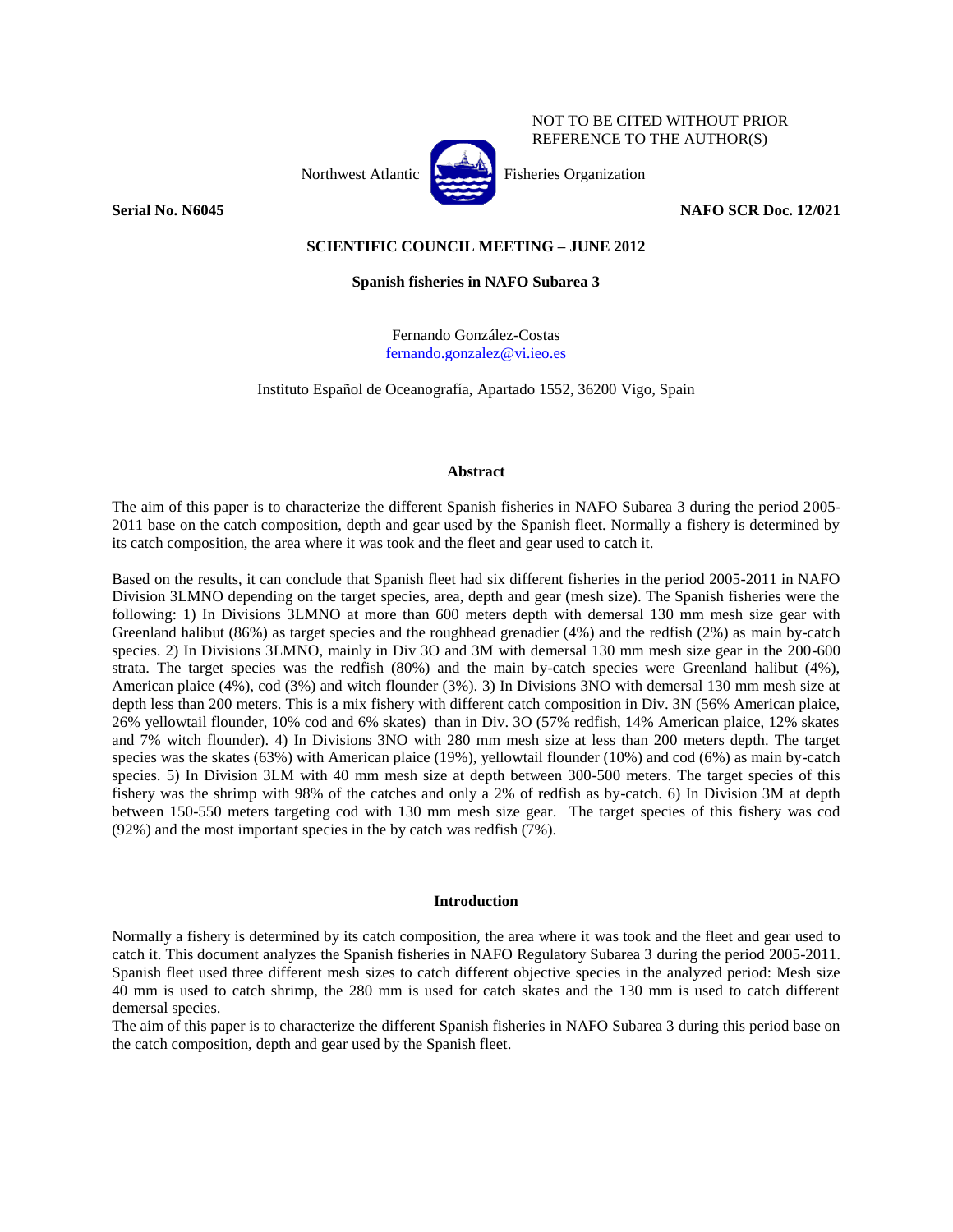NOT TO BE CITED WITHOUT PRIOR REFERENCE TO THE AUTHOR(S)

Northwest Atlantic Fisheries Organization

**Serial No. N6045** **NAFO SCR Doc. 12/021**

**SCIENTIFIC COUNCIL MEETING – JUNE 2012**

# Spanish fisheries in NAFO Subarea 3

Fernando González-Costas
fernando.gonzalez@vi.ieo.es

Instituto Español de Oceanografía, Apartado 1552, 36200 Vigo, Spain

## Abstract

The aim of this paper is to characterize the different Spanish fisheries in NAFO Subarea 3 during the period 2005-2011 base on the catch composition, depth and gear used by the Spanish fleet. Normally a fishery is determined by its catch composition, the area where it was took and the fleet and gear used to catch it.

Based on the results, it can conclude that Spanish fleet had six different fisheries in the period 2005-2011 in NAFO Division 3LMNO depending on the target species, area, depth and gear (mesh size). The Spanish fisheries were the following: 1) In Divisions 3LMNO at more than 600 meters depth with demersal 130 mm mesh size gear with Greenland halibut (86%) as target species and the roughhead grenadier (4%) and the redfish (2%) as main by-catch species. 2) In Divisions 3LMNO, mainly in Div 3O and 3M with demersal 130 mm mesh size gear in the 200-600 strata. The target species was the redfish (80%) and the main by-catch species were Greenland halibut (4%), American plaice (4%), cod (3%) and witch flounder (3%). 3) In Divisions 3NO with demersal 130 mm mesh size at depth less than 200 meters. This is a mix fishery with different catch composition in Div. 3N (56% American plaice, 26% yellowtail flounder, 10% cod and 6% skates) than in Div. 3O (57% redfish, 14% American plaice, 12% skates and 7% witch flounder). 4) In Divisions 3NO with 280 mm mesh size at less than 200 meters depth. The target species was the skates (63%) with American plaice (19%), yellowtail flounder (10%) and cod (6%) as main by-catch species. 5) In Division 3LM with 40 mm mesh size at depth between 300-500 meters. The target species of this fishery was the shrimp with 98% of the catches and only a 2% of redfish as by-catch. 6) In Division 3M at depth between 150-550 meters targeting cod with 130 mm mesh size gear. The target species of this fishery was cod (92%) and the most important species in the by catch was redfish (7%).

## Introduction

Normally a fishery is determined by its catch composition, the area where it was took and the fleet and gear used to catch it. This document analyzes the Spanish fisheries in NAFO Regulatory Subarea 3 during the period 2005-2011. Spanish fleet used three different mesh sizes to catch different objective species in the analyzed period: Mesh size 40 mm is used to catch shrimp, the 280 mm is used for catch skates and the 130 mm is used to catch different demersal species.

The aim of this paper is to characterize the different Spanish fisheries in NAFO Subarea 3 during this period base on the catch composition, depth and gear used by the Spanish fleet.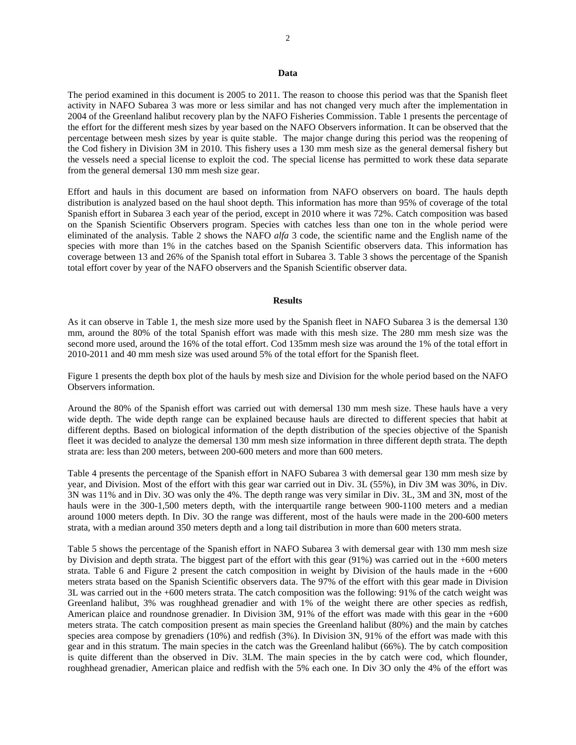## Data

The period examined in this document is 2005 to 2011. The reason to choose this period was that the Spanish fleet activity in NAFO Subarea 3 was more or less similar and has not changed very much after the implementation in 2004 of the Greenland halibut recovery plan by the NAFO Fisheries Commission. Table 1 presents the percentage of the effort for the different mesh sizes by year based on the NAFO Observers information. It can be observed that the percentage between mesh sizes by year is quite stable. The major change during this period was the reopening of the Cod fishery in Division 3M in 2010. This fishery uses a 130 mm mesh size as the general demersal fishery but the vessels need a special license to exploit the cod. The special license has permitted to work these data separate from the general demersal 130 mm mesh size gear.

Effort and hauls in this document are based on information from NAFO observers on board. The hauls depth distribution is analyzed based on the haul shoot depth. This information has more than 95% of coverage of the total Spanish effort in Subarea 3 each year of the period, except in 2010 where it was 72%. Catch composition was based on the Spanish Scientific Observers program. Species with catches less than one ton in the whole period were eliminated of the analysis. Table 2 shows the NAFO *alfa* 3 code, the scientific name and the English name of the species with more than 1% in the catches based on the Spanish Scientific observers data. This information has coverage between 13 and 26% of the Spanish total effort in Subarea 3. Table 3 shows the percentage of the Spanish total effort cover by year of the NAFO observers and the Spanish Scientific observer data.

## Results

As it can observe in Table 1, the mesh size more used by the Spanish fleet in NAFO Subarea 3 is the demersal 130 mm, around the 80% of the total Spanish effort was made with this mesh size. The 280 mm mesh size was the second more used, around the 16% of the total effort. Cod 135mm mesh size was around the 1% of the total effort in 2010-2011 and 40 mm mesh size was used around 5% of the total effort for the Spanish fleet.

Figure 1 presents the depth box plot of the hauls by mesh size and Division for the whole period based on the NAFO Observers information.

Around the 80% of the Spanish effort was carried out with demersal 130 mm mesh size. These hauls have a very wide depth. The wide depth range can be explained because hauls are directed to different species that habit at different depths. Based on biological information of the depth distribution of the species objective of the Spanish fleet it was decided to analyze the demersal 130 mm mesh size information in three different depth strata. The depth strata are: less than 200 meters, between 200-600 meters and more than 600 meters.

Table 4 presents the percentage of the Spanish effort in NAFO Subarea 3 with demersal gear 130 mm mesh size by year, and Division. Most of the effort with this gear war carried out in Div. 3L (55%), in Div 3M was 30%, in Div. 3N was 11% and in Div. 3O was only the 4%. The depth range was very similar in Div. 3L, 3M and 3N, most of the hauls were in the 300-1,500 meters depth, with the interquartile range between 900-1100 meters and a median around 1000 meters depth. In Div. 3O the range was different, most of the hauls were made in the 200-600 meters strata, with a median around 350 meters depth and a long tail distribution in more than 600 meters strata.

Table 5 shows the percentage of the Spanish effort in NAFO Subarea 3 with demersal gear with 130 mm mesh size by Division and depth strata. The biggest part of the effort with this gear (91%) was carried out in the +600 meters strata. Table 6 and Figure 2 present the catch composition in weight by Division of the hauls made in the +600 meters strata based on the Spanish Scientific observers data. The 97% of the effort with this gear made in Division 3L was carried out in the +600 meters strata. The catch composition was the following: 91% of the catch weight was Greenland halibut, 3% was roughhead grenadier and with 1% of the weight there are other species as redfish, American plaice and roundnose grenadier. In Division 3M, 91% of the effort was made with this gear in the +600 meters strata. The catch composition present as main species the Greenland halibut (80%) and the main by catches species area compose by grenadiers (10%) and redfish (3%). In Division 3N, 91% of the effort was made with this gear and in this stratum. The main species in the catch was the Greenland halibut (66%). The by catch composition is quite different than the observed in Div. 3LM. The main species in the by catch were cod, which flounder, roughhead grenadier, American plaice and redfish with the 5% each one. In Div 3O only the 4% of the effort was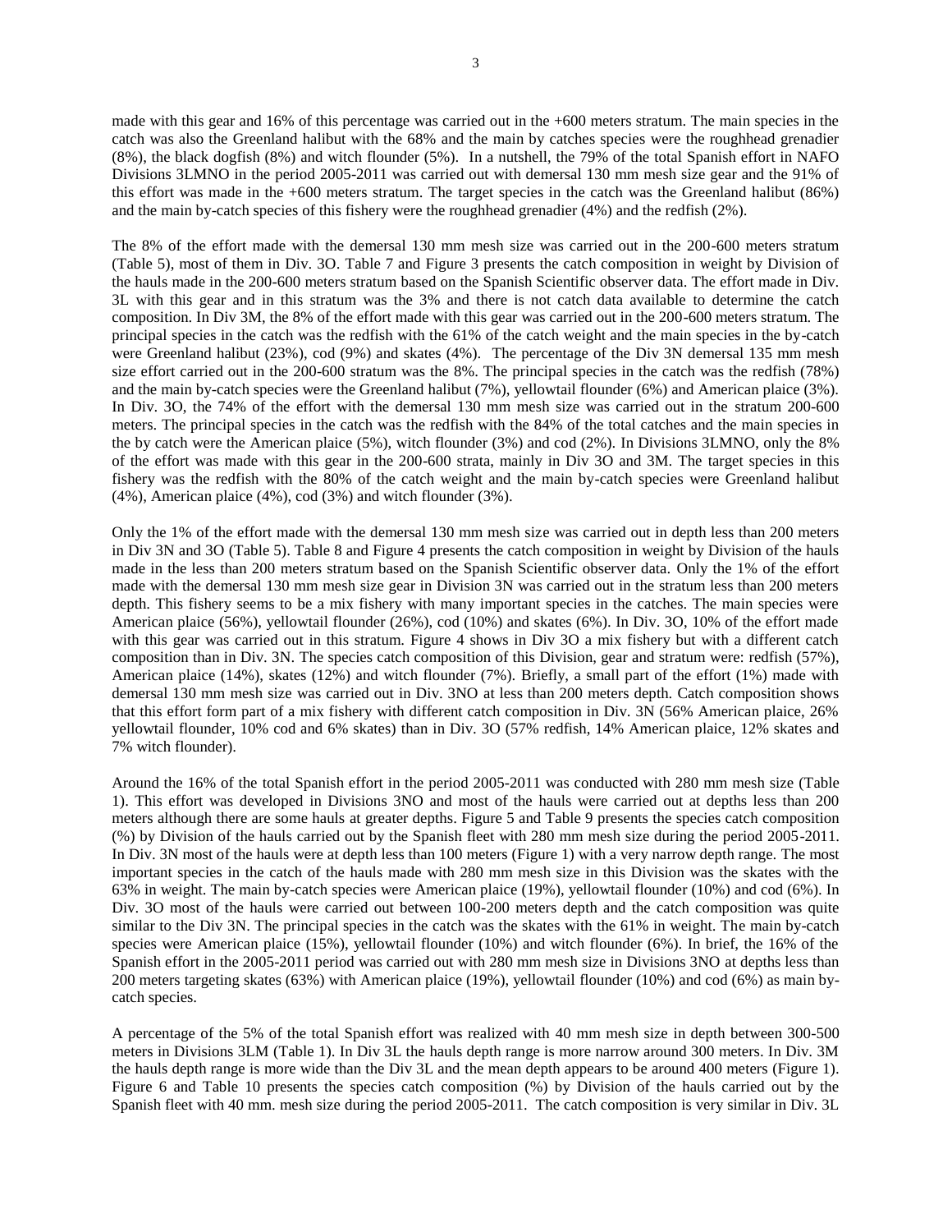made with this gear and 16% of this percentage was carried out in the +600 meters stratum. The main species in the catch was also the Greenland halibut with the 68% and the main by catches species were the roughhead grenadier (8%), the black dogfish (8%) and witch flounder (5%). In a nutshell, the 79% of the total Spanish effort in NAFO Divisions 3LMNO in the period 2005-2011 was carried out with demersal 130 mm mesh size gear and the 91% of this effort was made in the +600 meters stratum. The target species in the catch was the Greenland halibut (86%) and the main by-catch species of this fishery were the roughhead grenadier (4%) and the redfish (2%).

The 8% of the effort made with the demersal 130 mm mesh size was carried out in the 200-600 meters stratum (Table 5), most of them in Div. 3O. Table 7 and Figure 3 presents the catch composition in weight by Division of the hauls made in the 200-600 meters stratum based on the Spanish Scientific observer data. The effort made in Div. 3L with this gear and in this stratum was the 3% and there is not catch data available to determine the catch composition. In Div 3M, the 8% of the effort made with this gear was carried out in the 200-600 meters stratum. The principal species in the catch was the redfish with the 61% of the catch weight and the main species in the by-catch were Greenland halibut (23%), cod (9%) and skates (4%). The percentage of the Div 3N demersal 135 mm mesh size effort carried out in the 200-600 stratum was the 8%. The principal species in the catch was the redfish (78%) and the main by-catch species were the Greenland halibut (7%), yellowtail flounder (6%) and American plaice (3%). In Div. 3O, the 74% of the effort with the demersal 130 mm mesh size was carried out in the stratum 200-600 meters. The principal species in the catch was the redfish with the 84% of the total catches and the main species in the by catch were the American plaice (5%), witch flounder (3%) and cod (2%). In Divisions 3LMNO, only the 8% of the effort was made with this gear in the 200-600 strata, mainly in Div 3O and 3M. The target species in this fishery was the redfish with the 80% of the catch weight and the main by-catch species were Greenland halibut (4%), American plaice (4%), cod (3%) and witch flounder (3%).

Only the 1% of the effort made with the demersal 130 mm mesh size was carried out in depth less than 200 meters in Div 3N and 3O (Table 5). Table 8 and Figure 4 presents the catch composition in weight by Division of the hauls made in the less than 200 meters stratum based on the Spanish Scientific observer data. Only the 1% of the effort made with the demersal 130 mm mesh size gear in Division 3N was carried out in the stratum less than 200 meters depth. This fishery seems to be a mix fishery with many important species in the catches. The main species were American plaice (56%), yellowtail flounder (26%), cod (10%) and skates (6%). In Div. 3O, 10% of the effort made with this gear was carried out in this stratum. Figure 4 shows in Div 3O a mix fishery but with a different catch composition than in Div. 3N. The species catch composition of this Division, gear and stratum were: redfish (57%), American plaice (14%), skates (12%) and witch flounder (7%). Briefly, a small part of the effort (1%) made with demersal 130 mm mesh size was carried out in Div. 3NO at less than 200 meters depth. Catch composition shows that this effort form part of a mix fishery with different catch composition in Div. 3N (56% American plaice, 26% yellowtail flounder, 10% cod and 6% skates) than in Div. 3O (57% redfish, 14% American plaice, 12% skates and 7% witch flounder).

Around the 16% of the total Spanish effort in the period 2005-2011 was conducted with 280 mm mesh size (Table 1). This effort was developed in Divisions 3NO and most of the hauls were carried out at depths less than 200 meters although there are some hauls at greater depths. Figure 5 and Table 9 presents the species catch composition (%) by Division of the hauls carried out by the Spanish fleet with 280 mm mesh size during the period 2005-2011. In Div. 3N most of the hauls were at depth less than 100 meters (Figure 1) with a very narrow depth range. The most important species in the catch of the hauls made with 280 mm mesh size in this Division was the skates with the 63% in weight. The main by-catch species were American plaice (19%), yellowtail flounder (10%) and cod (6%). In Div. 3O most of the hauls were carried out between 100-200 meters depth and the catch composition was quite similar to the Div 3N. The principal species in the catch was the skates with the 61% in weight. The main by-catch species were American plaice (15%), yellowtail flounder (10%) and witch flounder (6%). In brief, the 16% of the Spanish effort in the 2005-2011 period was carried out with 280 mm mesh size in Divisions 3NO at depths less than 200 meters targeting skates (63%) with American plaice (19%), yellowtail flounder (10%) and cod (6%) as main by-catch species.

A percentage of the 5% of the total Spanish effort was realized with 40 mm mesh size in depth between 300-500 meters in Divisions 3LM (Table 1). In Div 3L the hauls depth range is more narrow around 300 meters. In Div. 3M the hauls depth range is more wide than the Div 3L and the mean depth appears to be around 400 meters (Figure 1). Figure 6 and Table 10 presents the species catch composition (%) by Division of the hauls carried out by the Spanish fleet with 40 mm. mesh size during the period 2005-2011. The catch composition is very similar in Div. 3L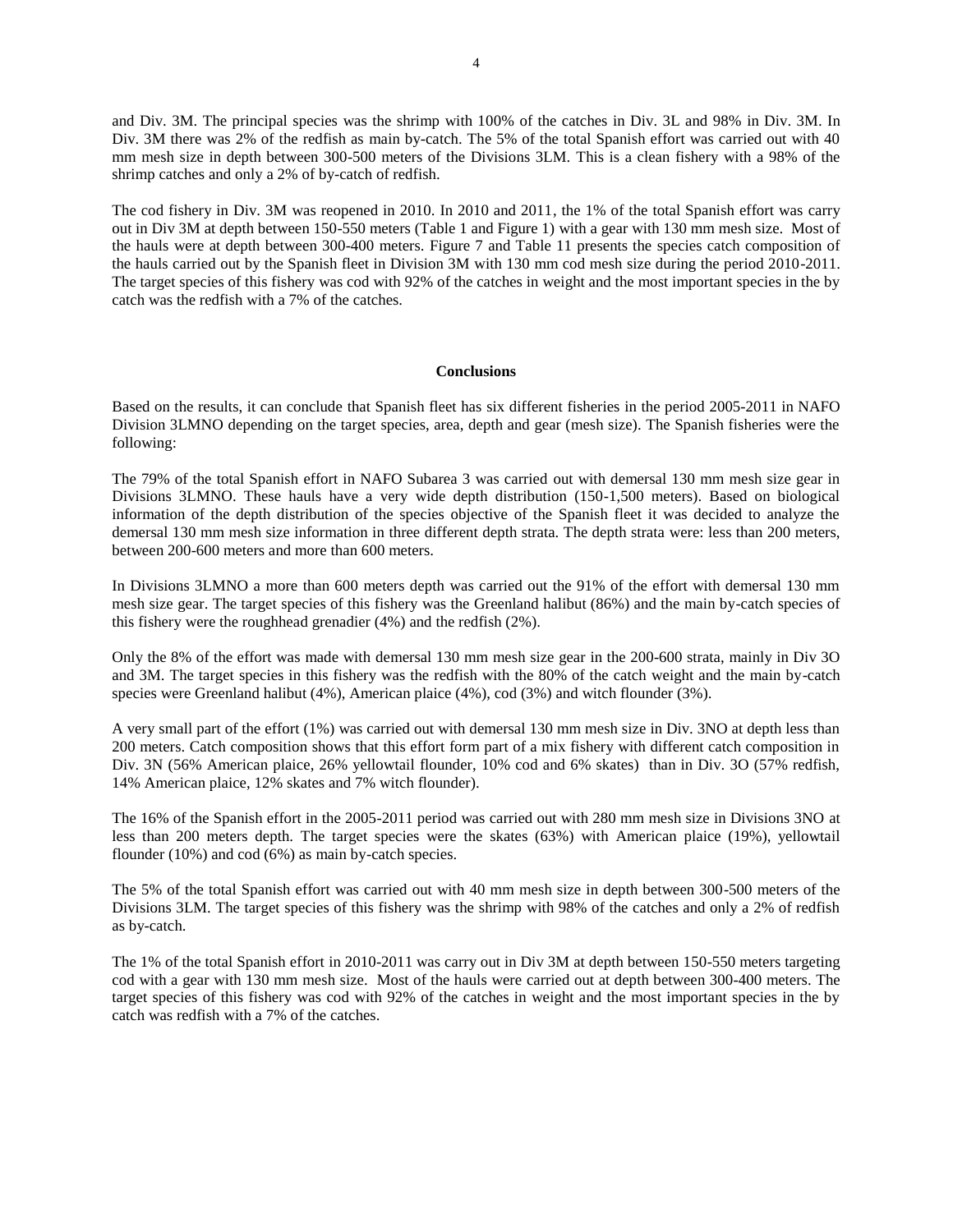and Div. 3M. The principal species was the shrimp with 100% of the catches in Div. 3L and 98% in Div. 3M. In Div. 3M there was 2% of the redfish as main by-catch. The 5% of the total Spanish effort was carried out with 40 mm mesh size in depth between 300-500 meters of the Divisions 3LM. This is a clean fishery with a 98% of the shrimp catches and only a 2% of by-catch of redfish.

The cod fishery in Div. 3M was reopened in 2010. In 2010 and 2011, the 1% of the total Spanish effort was carry out in Div 3M at depth between 150-550 meters (Table 1 and Figure 1) with a gear with 130 mm mesh size. Most of the hauls were at depth between 300-400 meters. Figure 7 and Table 11 presents the species catch composition of the hauls carried out by the Spanish fleet in Division 3M with 130 mm cod mesh size during the period 2010-2011. The target species of this fishery was cod with 92% of the catches in weight and the most important species in the by catch was the redfish with a 7% of the catches.

## Conclusions

Based on the results, it can conclude that Spanish fleet has six different fisheries in the period 2005-2011 in NAFO Division 3LMNO depending on the target species, area, depth and gear (mesh size). The Spanish fisheries were the following:

The 79% of the total Spanish effort in NAFO Subarea 3 was carried out with demersal 130 mm mesh size gear in Divisions 3LMNO. These hauls have a very wide depth distribution (150-1,500 meters). Based on biological information of the depth distribution of the species objective of the Spanish fleet it was decided to analyze the demersal 130 mm mesh size information in three different depth strata. The depth strata were: less than 200 meters, between 200-600 meters and more than 600 meters.

In Divisions 3LMNO a more than 600 meters depth was carried out the 91% of the effort with demersal 130 mm mesh size gear. The target species of this fishery was the Greenland halibut (86%) and the main by-catch species of this fishery were the roughhead grenadier (4%) and the redfish (2%).

Only the 8% of the effort was made with demersal 130 mm mesh size gear in the 200-600 strata, mainly in Div 3O and 3M. The target species in this fishery was the redfish with the 80% of the catch weight and the main by-catch species were Greenland halibut (4%), American plaice (4%), cod (3%) and witch flounder (3%).

A very small part of the effort (1%) was carried out with demersal 130 mm mesh size in Div. 3NO at depth less than 200 meters. Catch composition shows that this effort form part of a mix fishery with different catch composition in Div. 3N (56% American plaice, 26% yellowtail flounder, 10% cod and 6% skates) than in Div. 3O (57% redfish, 14% American plaice, 12% skates and 7% witch flounder).

The 16% of the Spanish effort in the 2005-2011 period was carried out with 280 mm mesh size in Divisions 3NO at less than 200 meters depth. The target species were the skates (63%) with American plaice (19%), yellowtail flounder (10%) and cod (6%) as main by-catch species.

The 5% of the total Spanish effort was carried out with 40 mm mesh size in depth between 300-500 meters of the Divisions 3LM. The target species of this fishery was the shrimp with 98% of the catches and only a 2% of redfish as by-catch.

The 1% of the total Spanish effort in 2010-2011 was carry out in Div 3M at depth between 150-550 meters targeting cod with a gear with 130 mm mesh size. Most of the hauls were carried out at depth between 300-400 meters. The target species of this fishery was cod with 92% of the catches in weight and the most important species in the by catch was redfish with a 7% of the catches.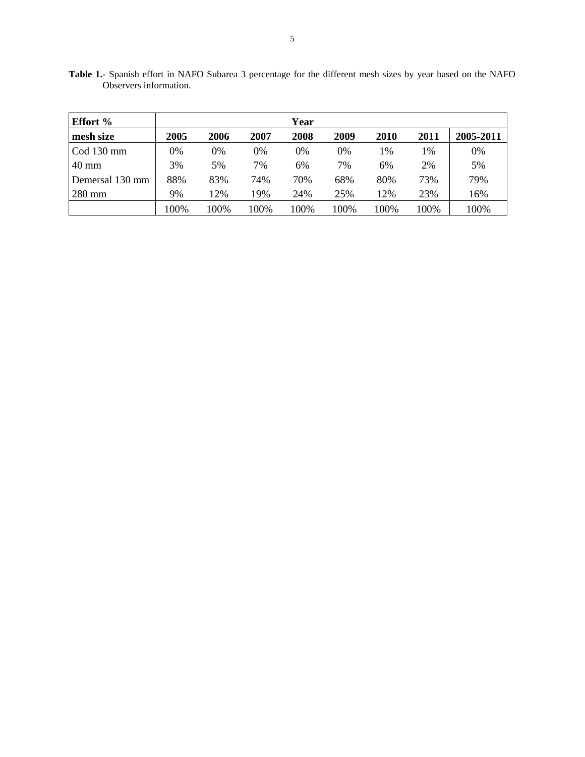**Table 1.-** Spanish effort in NAFO Subarea 3 percentage for the different mesh sizes by year based on the NAFO Observers information.

| **Effort %** | **Year** | | | | | | | |
|---|---|---|---|---|---|---|---|---|
| **mesh size** | **2005** | **2006** | **2007** | **2008** | **2009** | **2010** | **2011** | **2005-2011** |
| Cod 130 mm | 0% | 0% | 0% | 0% | 0% | 1% | 1% | 0% |
| 40 mm | 3% | 5% | 7% | 6% | 7% | 6% | 2% | 5% |
| Demersal 130 mm | 88% | 83% | 74% | 70% | 68% | 80% | 73% | 79% |
| 280 mm | 9% | 12% | 19% | 24% | 25% | 12% | 23% | 16% |
| | 100% | 100% | 100% | 100% | 100% | 100% | 100% | 100% |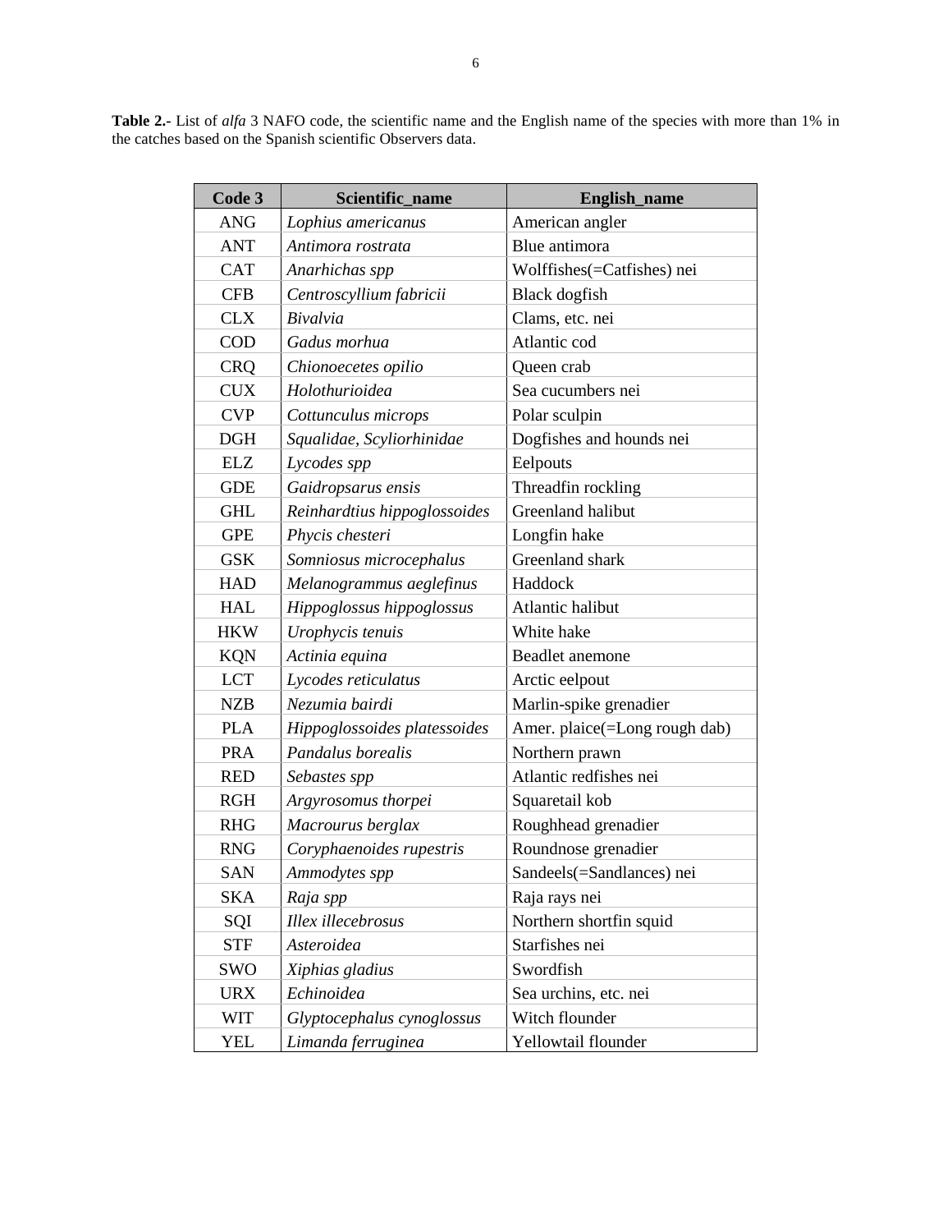**Table 2.-** List of *alfa* 3 NAFO code, the scientific name and the English name of the species with more than 1% in the catches based on the Spanish scientific Observers data.

| Code 3 | Scientific_name | English_name |
|---|---|---|
| ANG | *Lophius americanus* | American angler |
| ANT | *Antimora rostrata* | Blue antimora |
| CAT | *Anarhichas spp* | Wolffishes(=Catfishes) nei |
| CFB | *Centroscyllium fabricii* | Black dogfish |
| CLX | *Bivalvia* | Clams, etc. nei |
| COD | *Gadus morhua* | Atlantic cod |
| CRQ | *Chionoecetes opilio* | Queen crab |
| CUX | *Holothurioidea* | Sea cucumbers nei |
| CVP | *Cottunculus microps* | Polar sculpin |
| DGH | *Squalidae, Scyliorhinidae* | Dogfishes and hounds nei |
| ELZ | *Lycodes spp* | Eelpouts |
| GDE | *Gaidropsarus ensis* | Threadfin rockling |
| GHL | *Reinhardtius hippoglossoides* | Greenland halibut |
| GPE | *Phycis chesteri* | Longfin hake |
| GSK | *Somniosus microcephalus* | Greenland shark |
| HAD | *Melanogrammus aeglefinus* | Haddock |
| HAL | *Hippoglossus hippoglossus* | Atlantic halibut |
| HKW | *Urophycis tenuis* | White hake |
| KQN | *Actinia equina* | Beadlet anemone |
| LCT | *Lycodes reticulatus* | Arctic eelpout |
| NZB | *Nezumia bairdi* | Marlin-spike grenadier |
| PLA | *Hippoglossoides platessoides* | Amer. plaice(=Long rough dab) |
| PRA | *Pandalus borealis* | Northern prawn |
| RED | *Sebastes spp* | Atlantic redfishes nei |
| RGH | *Argyrosomus thorpei* | Squaretail kob |
| RHG | *Macrourus berglax* | Roughhead grenadier |
| RNG | *Coryphaenoides rupestris* | Roundnose grenadier |
| SAN | *Ammodytes spp* | Sandeels(=Sandlances) nei |
| SKA | *Raja spp* | Raja rays nei |
| SQI | *Illex illecebrosus* | Northern shortfin squid |
| STF | *Asteroidea* | Starfishes nei |
| SWO | *Xiphias gladius* | Swordfish |
| URX | *Echinoidea* | Sea urchins, etc. nei |
| WIT | *Glyptocephalus cynoglossus* | Witch flounder |
| YEL | *Limanda ferruginea* | Yellowtail flounder |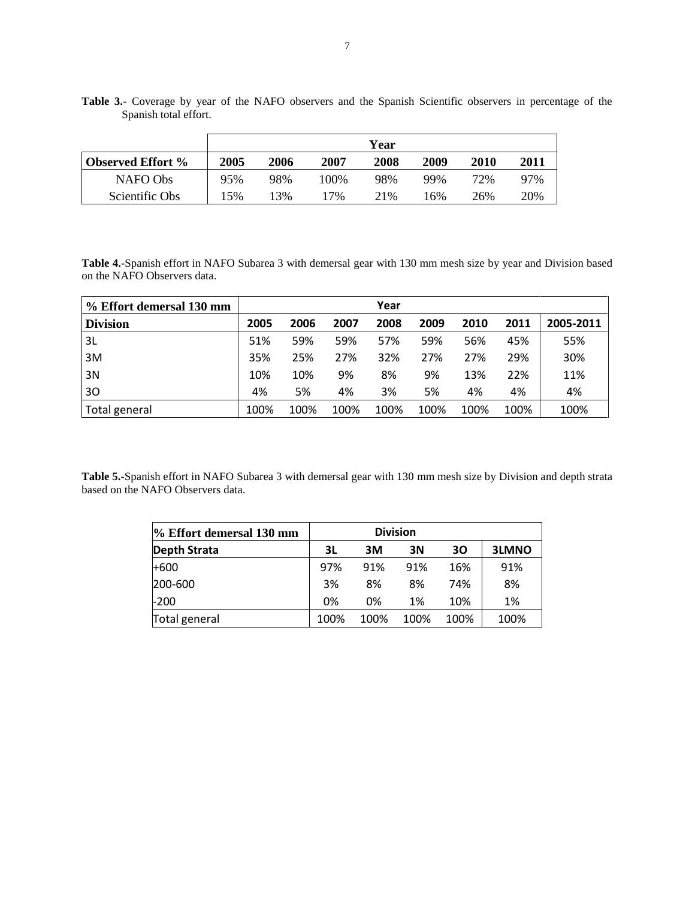**Table 3.-** Coverage by year of the NAFO observers and the Spanish Scientific observers in percentage of the Spanish total effort.

| | Year | | | | | | |
|---|---|---|---|---|---|---|---|
| **Observed Effort %** | **2005** | **2006** | **2007** | **2008** | **2009** | **2010** | **2011** |
| NAFO Obs | 95% | 98% | 100% | 98% | 99% | 72% | 97% |
| Scientific Obs | 15% | 13% | 17% | 21% | 16% | 26% | 20% |

**Table 4.-**Spanish effort in NAFO Subarea 3 with demersal gear with 130 mm mesh size by year and Division based on the NAFO Observers data.

| **% Effort demersal 130 mm** | **Year** | | | | | | | |
|---|---|---|---|---|---|---|---|---|
| **Division** | **2005** | **2006** | **2007** | **2008** | **2009** | **2010** | **2011** | **2005-2011** |
| 3L | 51% | 59% | 59% | 57% | 59% | 56% | 45% | 55% |
| 3M | 35% | 25% | 27% | 32% | 27% | 27% | 29% | 30% |
| 3N | 10% | 10% | 9% | 8% | 9% | 13% | 22% | 11% |
| 3O | 4% | 5% | 4% | 3% | 5% | 4% | 4% | 4% |
| Total general | 100% | 100% | 100% | 100% | 100% | 100% | 100% | 100% |

**Table 5.-**Spanish effort in NAFO Subarea 3 with demersal gear with 130 mm mesh size by Division and depth strata based on the NAFO Observers data.

| **% Effort demersal 130 mm** | **Division** | | | | |
|---|---|---|---|---|---|
| **Depth Strata** | **3L** | **3M** | **3N** | **3O** | **3LMNO** |
| +600 | 97% | 91% | 91% | 16% | 91% |
| 200-600 | 3% | 8% | 8% | 74% | 8% |
| -200 | 0% | 0% | 1% | 10% | 1% |
| Total general | 100% | 100% | 100% | 100% | 100% |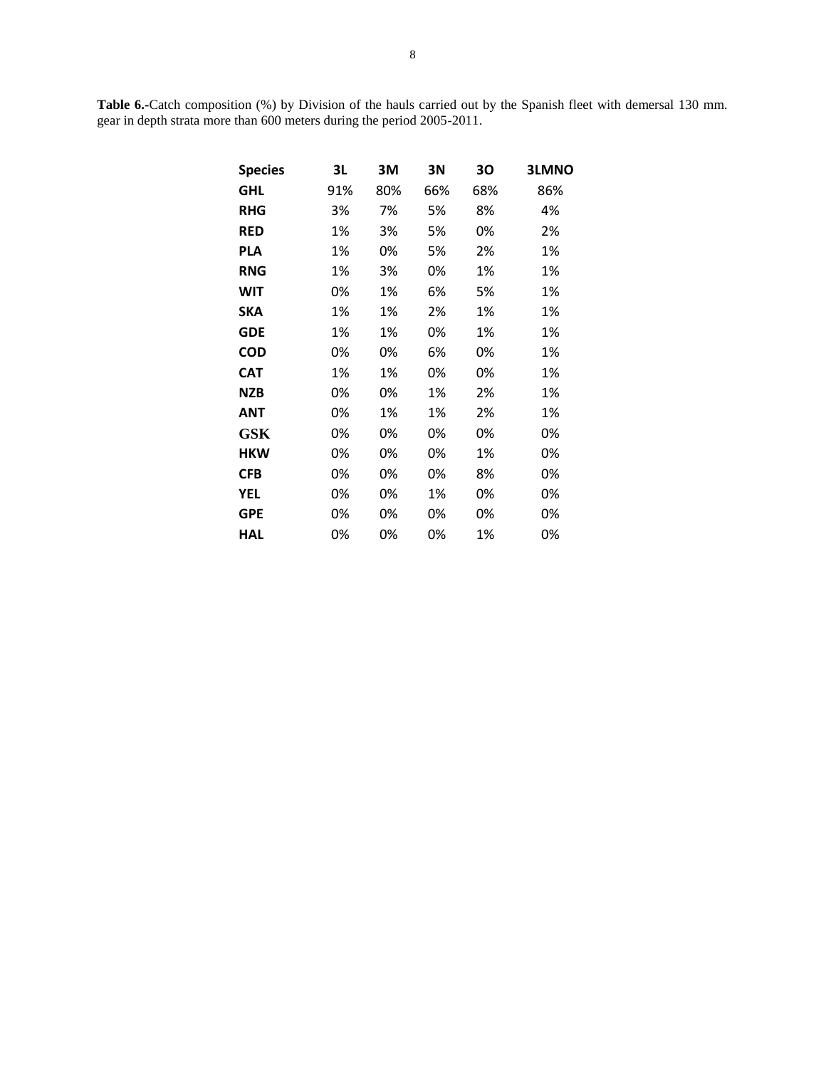**Table 6.-**Catch composition (%) by Division of the hauls carried out by the Spanish fleet with demersal 130 mm. gear in depth strata more than 600 meters during the period 2005-2011.

| Species | 3L | 3M | 3N | 3O | 3LMNO |
|---|---|---|---|---|---|
| GHL | 91% | 80% | 66% | 68% | 86% |
| RHG | 3% | 7% | 5% | 8% | 4% |
| RED | 1% | 3% | 5% | 0% | 2% |
| PLA | 1% | 0% | 5% | 2% | 1% |
| RNG | 1% | 3% | 0% | 1% | 1% |
| WIT | 0% | 1% | 6% | 5% | 1% |
| SKA | 1% | 1% | 2% | 1% | 1% |
| GDE | 1% | 1% | 0% | 1% | 1% |
| COD | 0% | 0% | 6% | 0% | 1% |
| CAT | 1% | 1% | 0% | 0% | 1% |
| NZB | 0% | 0% | 1% | 2% | 1% |
| ANT | 0% | 1% | 1% | 2% | 1% |
| GSK | 0% | 0% | 0% | 0% | 0% |
| HKW | 0% | 0% | 0% | 1% | 0% |
| CFB | 0% | 0% | 0% | 8% | 0% |
| YEL | 0% | 0% | 1% | 0% | 0% |
| GPE | 0% | 0% | 0% | 0% | 0% |
| HAL | 0% | 0% | 0% | 1% | 0% |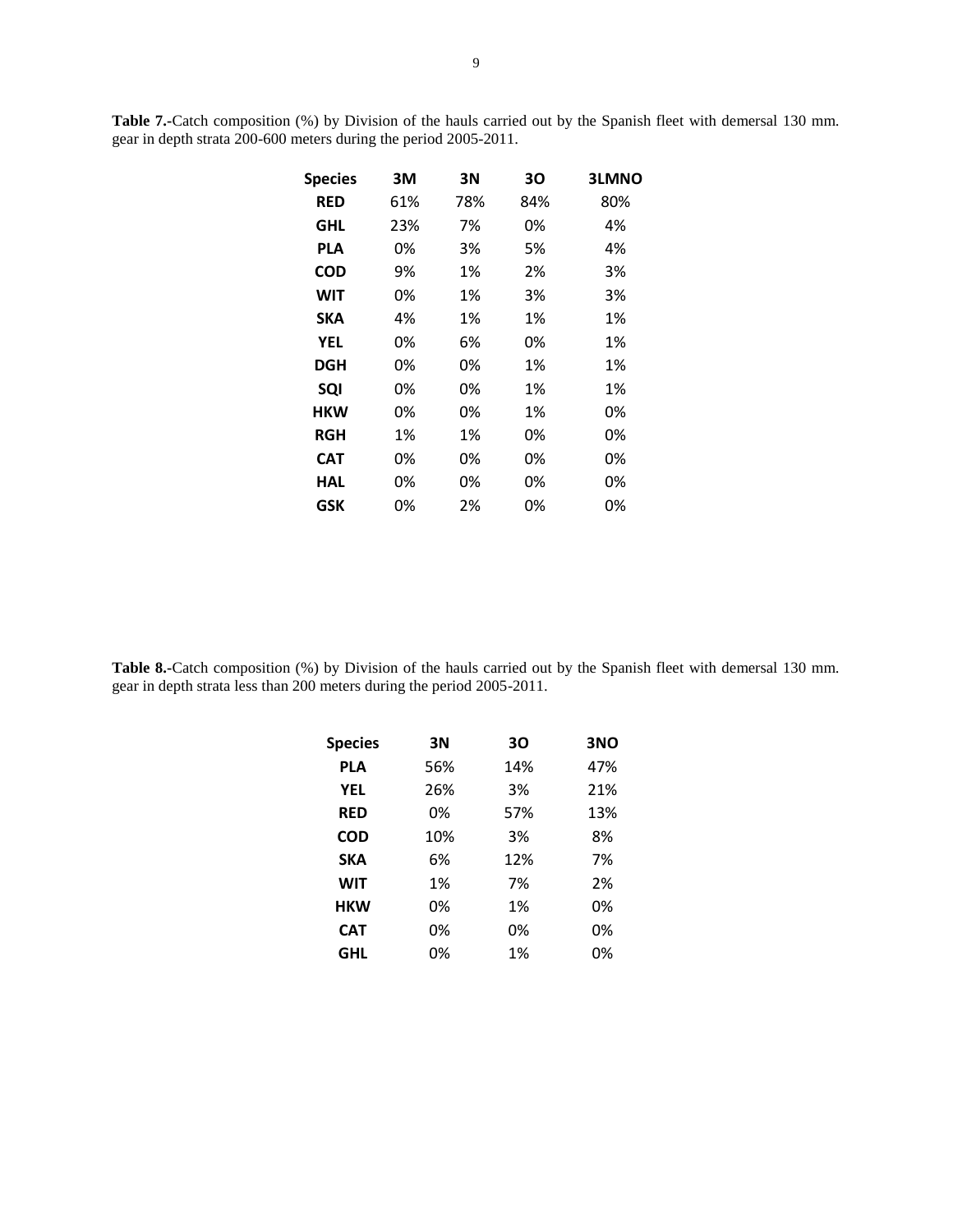**Table 7.**-Catch composition (%) by Division of the hauls carried out by the Spanish fleet with demersal 130 mm. gear in depth strata 200-600 meters during the period 2005-2011.

| Species | 3M | 3N | 3O | 3LMNO |
|---|---|---|---|---|
| RED | 61% | 78% | 84% | 80% |
| GHL | 23% | 7% | 0% | 4% |
| PLA | 0% | 3% | 5% | 4% |
| COD | 9% | 1% | 2% | 3% |
| WIT | 0% | 1% | 3% | 3% |
| SKA | 4% | 1% | 1% | 1% |
| YEL | 0% | 6% | 0% | 1% |
| DGH | 0% | 0% | 1% | 1% |
| SQI | 0% | 0% | 1% | 1% |
| HKW | 0% | 0% | 1% | 0% |
| RGH | 1% | 1% | 0% | 0% |
| CAT | 0% | 0% | 0% | 0% |
| HAL | 0% | 0% | 0% | 0% |
| GSK | 0% | 2% | 0% | 0% |

**Table 8.**-Catch composition (%) by Division of the hauls carried out by the Spanish fleet with demersal 130 mm. gear in depth strata less than 200 meters during the period 2005-2011.

| Species | 3N | 3O | 3NO |
|---|---|---|---|
| PLA | 56% | 14% | 47% |
| YEL | 26% | 3% | 21% |
| RED | 0% | 57% | 13% |
| COD | 10% | 3% | 8% |
| SKA | 6% | 12% | 7% |
| WIT | 1% | 7% | 2% |
| HKW | 0% | 1% | 0% |
| CAT | 0% | 0% | 0% |
| GHL | 0% | 1% | 0% |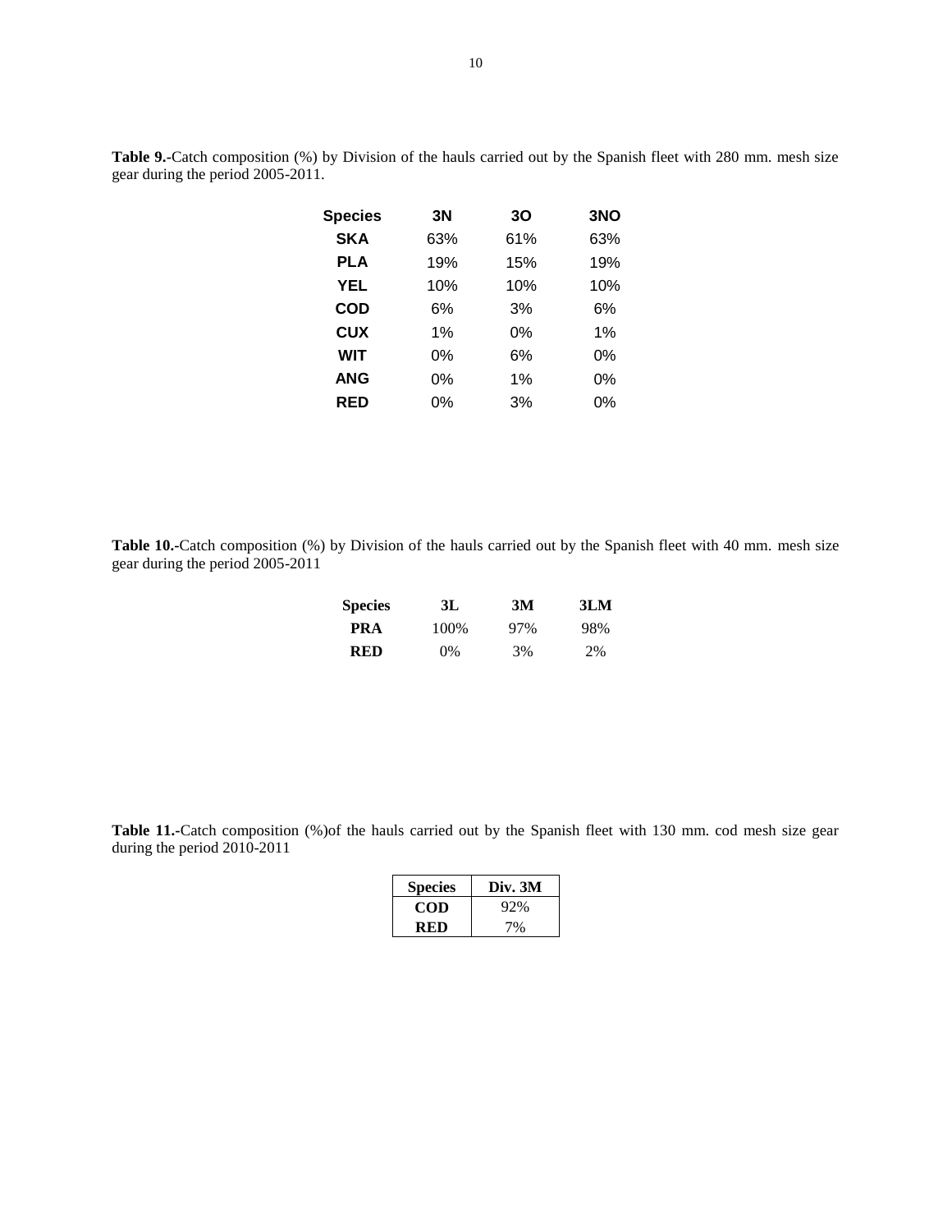**Table 9.-**Catch composition (%) by Division of the hauls carried out by the Spanish fleet with 280 mm. mesh size gear during the period 2005-2011.

| Species | 3N | 3O | 3NO |
|---|---|---|---|
| **SKA** | 63% | 61% | 63% |
| **PLA** | 19% | 15% | 19% |
| **YEL** | 10% | 10% | 10% |
| **COD** | 6% | 3% | 6% |
| **CUX** | 1% | 0% | 1% |
| **WIT** | 0% | 6% | 0% |
| **ANG** | 0% | 1% | 0% |
| **RED** | 0% | 3% | 0% |

**Table 10.-**Catch composition (%) by Division of the hauls carried out by the Spanish fleet with 40 mm. mesh size gear during the period 2005-2011

| Species | 3L | 3M | 3LM |
|---|---|---|---|
| **PRA** | 100% | 97% | 98% |
| **RED** | 0% | 3% | 2% |

**Table 11.-**Catch composition (%)of the hauls carried out by the Spanish fleet with 130 mm. cod mesh size gear during the period 2010-2011

| Species | Div. 3M |
|---|---|
| **COD** | 92% |
| **RED** | 7% |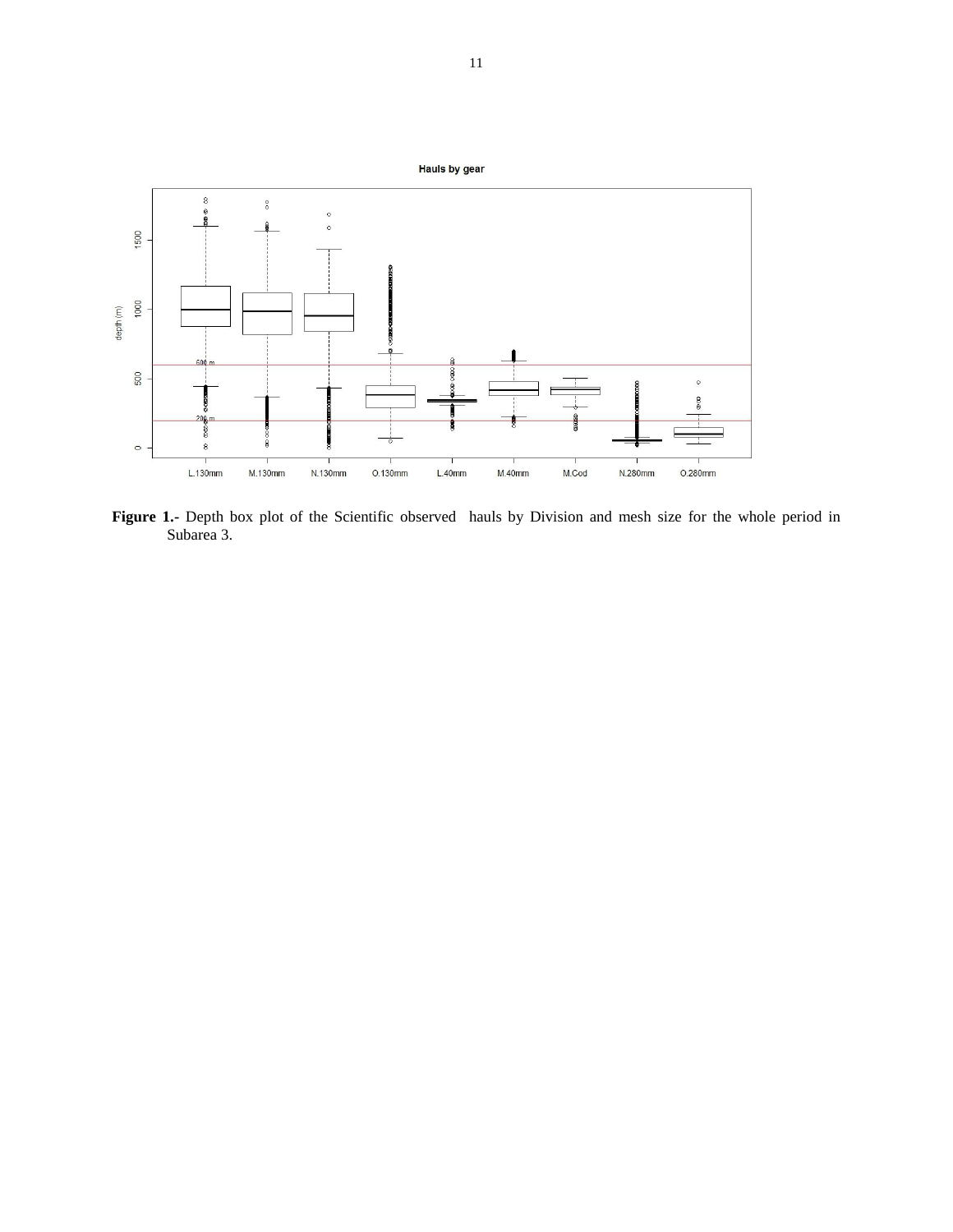**Figure 1.-** Depth box plot of the Scientific observed hauls by Division and mesh size for the whole period in Subarea 3.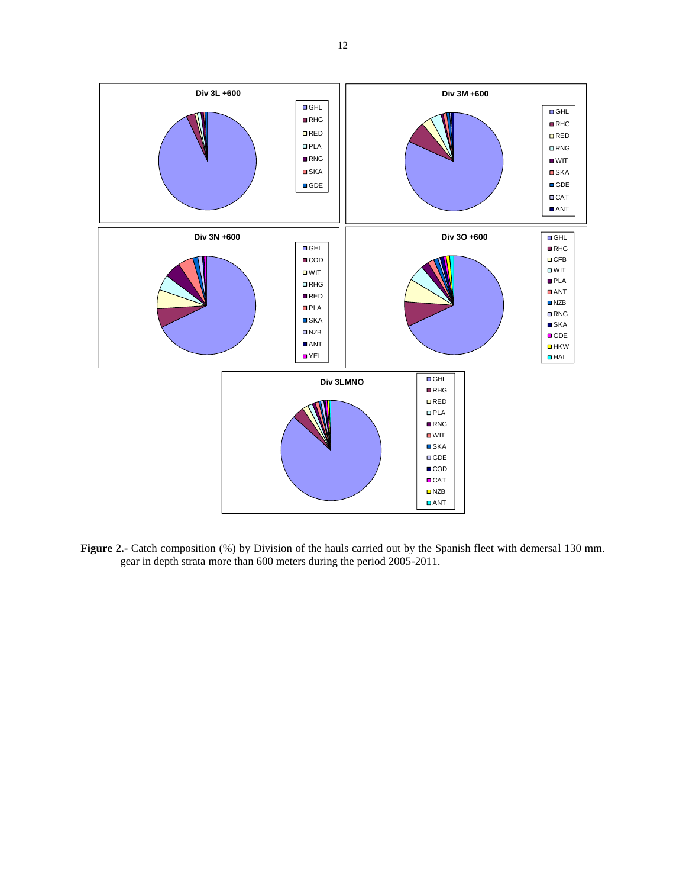**Figure 2.-** Catch composition (%) by Division of the hauls carried out by the Spanish fleet with demersal 130 mm. gear in depth strata more than 600 meters during the period 2005-2011.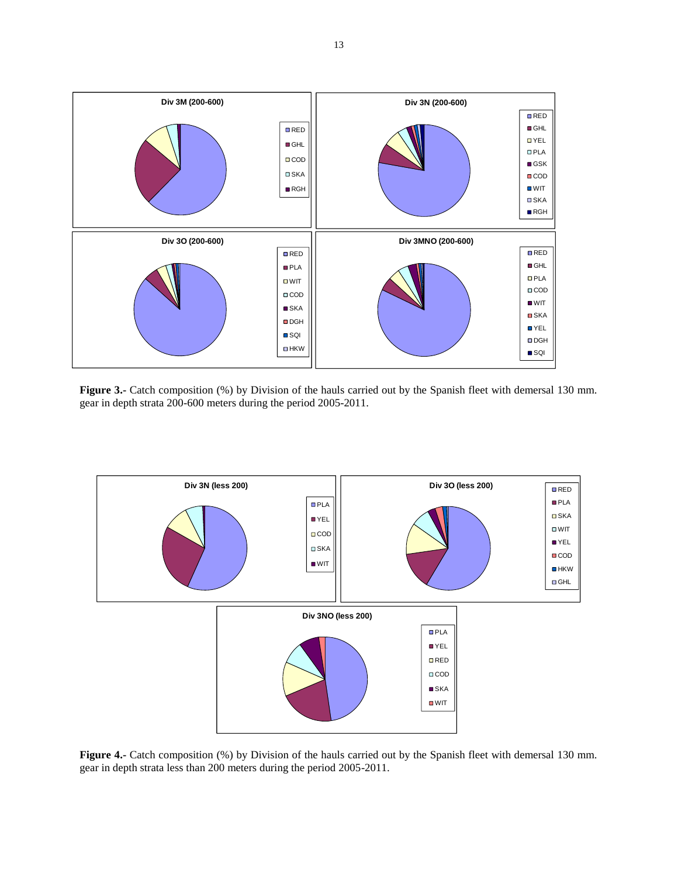**Figure 3.-** Catch composition (%) by Division of the hauls carried out by the Spanish fleet with demersal 130 mm. gear in depth strata 200-600 meters during the period 2005-2011.

**Figure 4.-** Catch composition (%) by Division of the hauls carried out by the Spanish fleet with demersal 130 mm. gear in depth strata less than 200 meters during the period 2005-2011.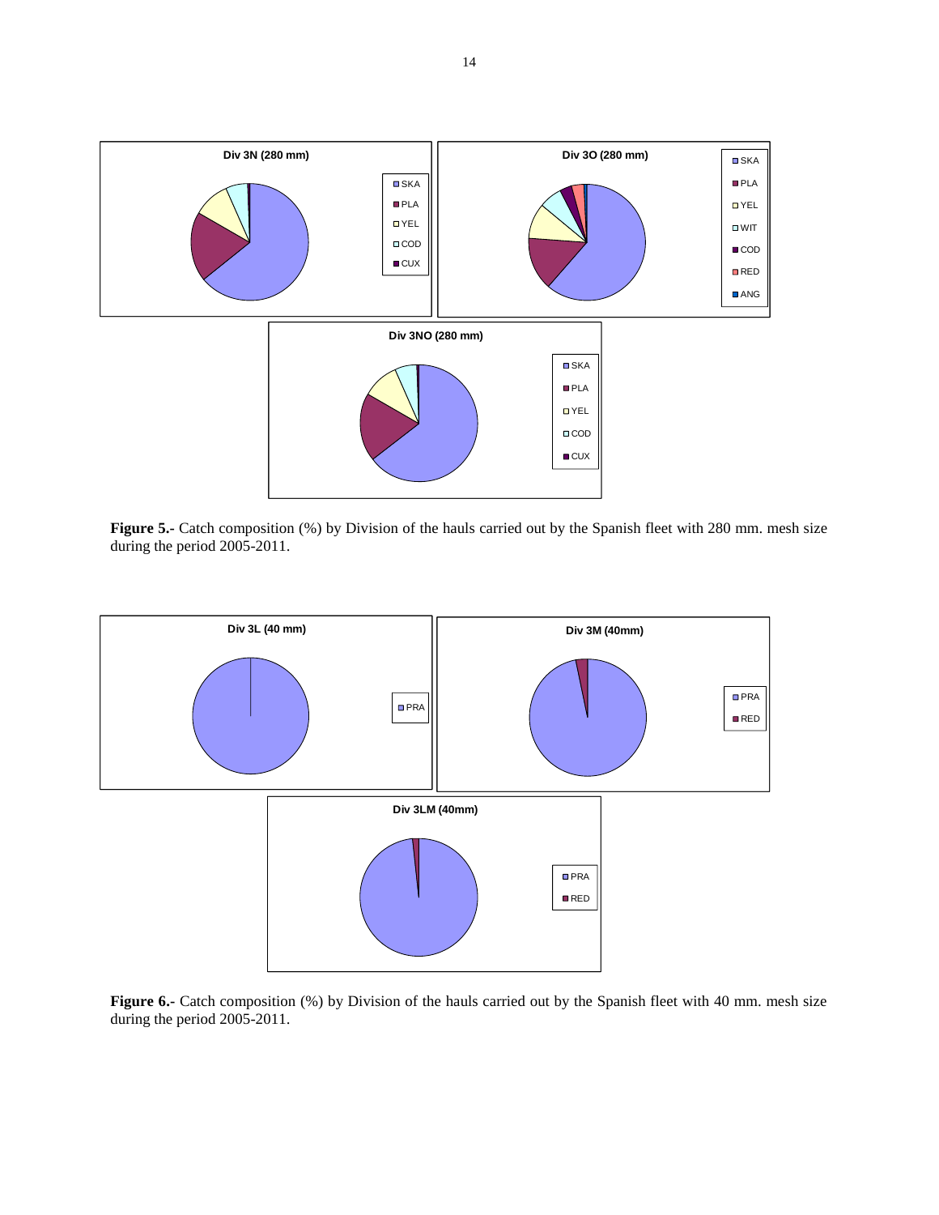Div 3N (280 mm)

SKA, PLA, YEL, COD, CUX

Div 3O (280 mm)

SKA, PLA, YEL, WIT, COD, RED, ANG

Div 3NO (280 mm)

SKA, PLA, YEL, COD, CUX

**Figure 5.-** Catch composition (%) by Division of the hauls carried out by the Spanish fleet with 280 mm. mesh size during the period 2005-2011.

Div 3L (40 mm)

PRA

Div 3M (40mm)

PRA, RED

Div 3LM (40mm)

PRA, RED

**Figure 6.-** Catch composition (%) by Division of the hauls carried out by the Spanish fleet with 40 mm. mesh size during the period 2005-2011.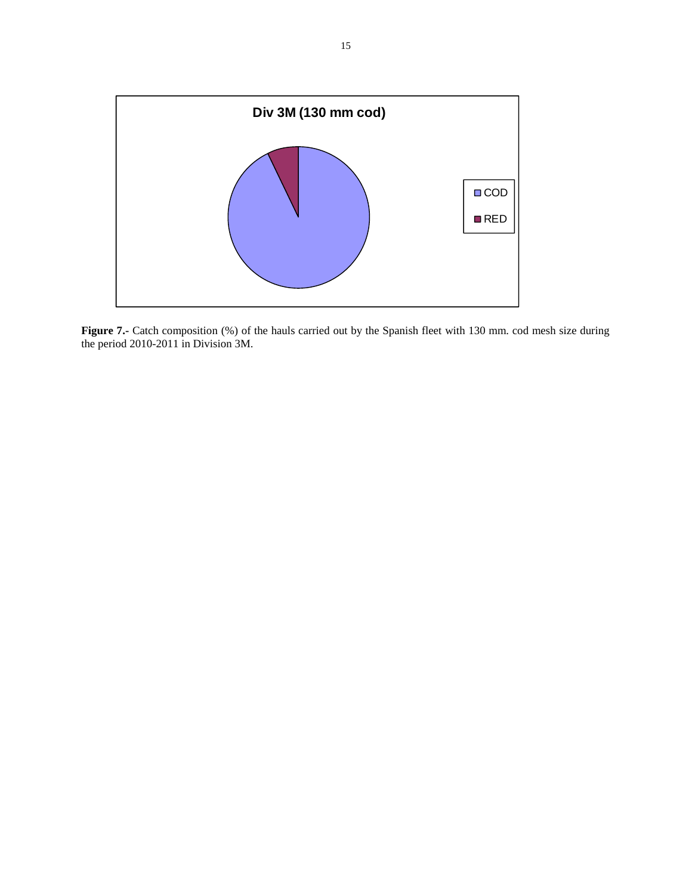Div 3M (130 mm cod)

COD

RED

**Figure 7.-** Catch composition (%) of the hauls carried out by the Spanish fleet with 130 mm. cod mesh size during the period 2010-2011 in Division 3M.